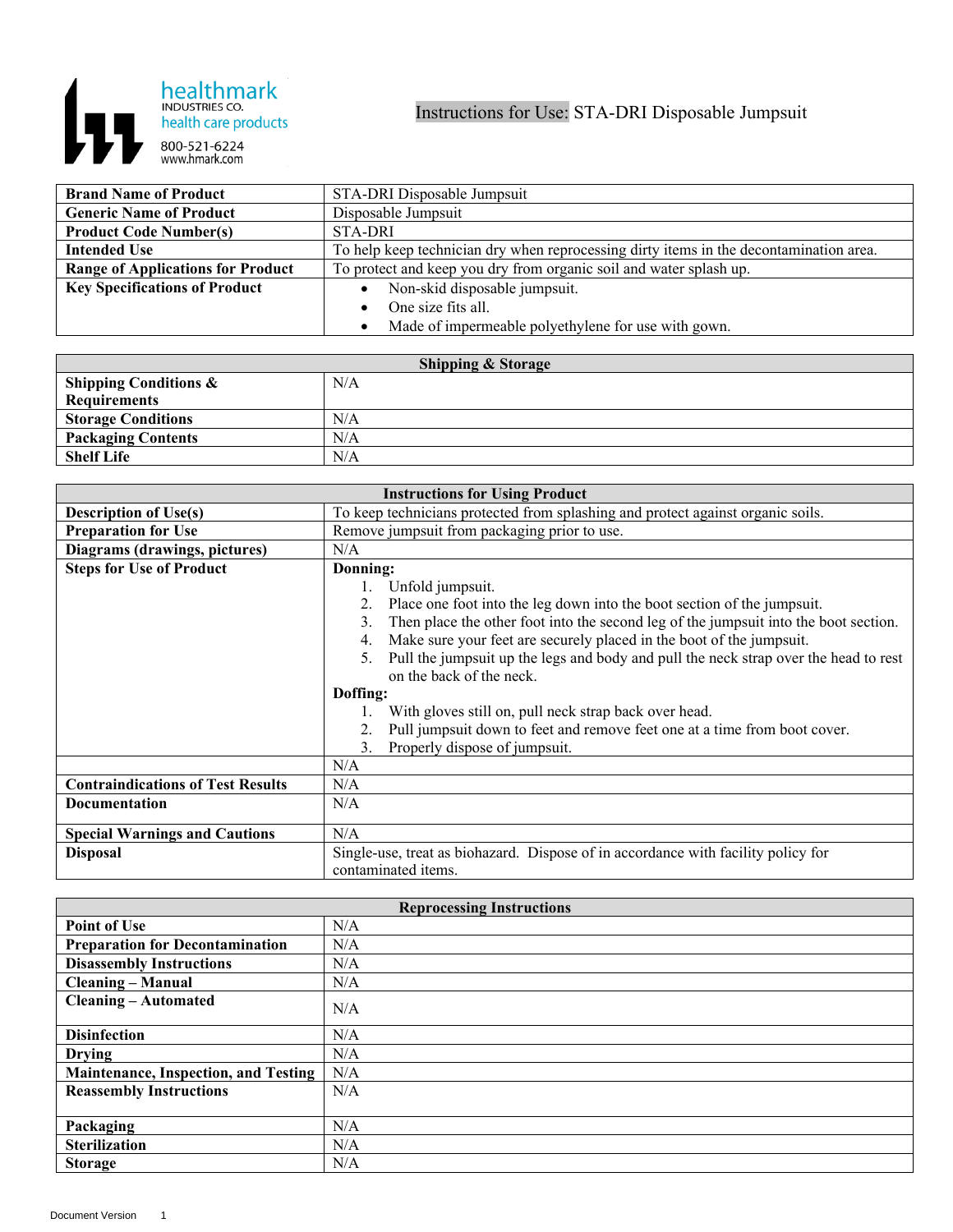healthmark
INDUSTRIES CO.
health care products
800-521-6224
www.hmark.com

# Instructions for Use: STA-DRI Disposable Jumpsuit

| | |
|---|---|
| **Brand Name of Product** | STA-DRI Disposable Jumpsuit |
| **Generic Name of Product** | Disposable Jumpsuit |
| **Product Code Number(s)** | STA-DRI |
| **Intended Use** | To help keep technician dry when reprocessing dirty items in the decontamination area. |
| **Range of Applications for Product** | To protect and keep you dry from organic soil and water splash up. |
| **Key Specifications of Product** | • Non-skid disposable jumpsuit.<br>• One size fits all.<br>• Made of impermeable polyethylene for use with gown. |

| **Shipping & Storage** | |
|---|---|
| **Shipping Conditions & Requirements** | N/A |
| **Storage Conditions** | N/A |
| **Packaging Contents** | N/A |
| **Shelf Life** | N/A |

| **Instructions for Using Product** | |
|---|---|
| **Description of Use(s)** | To keep technicians protected from splashing and protect against organic soils. |
| **Preparation for Use** | Remove jumpsuit from packaging prior to use. |
| **Diagrams (drawings, pictures)** | N/A |
| **Steps for Use of Product** | **Donning:**<br>1. Unfold jumpsuit.<br>2. Place one foot into the leg down into the boot section of the jumpsuit.<br>3. Then place the other foot into the second leg of the jumpsuit into the boot section.<br>4. Make sure your feet are securely placed in the boot of the jumpsuit.<br>5. Pull the jumpsuit up the legs and body and pull the neck strap over the head to rest on the back of the neck.<br>**Doffing:**<br>1. With gloves still on, pull neck strap back over head.<br>2. Pull jumpsuit down to feet and remove feet one at a time from boot cover.<br>3. Properly dispose of jumpsuit. |
| | N/A |
| **Contraindications of Test Results** | N/A |
| **Documentation** | N/A |
| **Special Warnings and Cautions** | N/A |
| **Disposal** | Single-use, treat as biohazard. Dispose of in accordance with facility policy for contaminated items. |

| **Reprocessing Instructions** | |
|---|---|
| **Point of Use** | N/A |
| **Preparation for Decontamination** | N/A |
| **Disassembly Instructions** | N/A |
| **Cleaning – Manual** | N/A |
| **Cleaning – Automated** | N/A |
| **Disinfection** | N/A |
| **Drying** | N/A |
| **Maintenance, Inspection, and Testing** | N/A |
| **Reassembly Instructions** | N/A |
| **Packaging** | N/A |
| **Sterilization** | N/A |
| **Storage** | N/A |

Document Version 1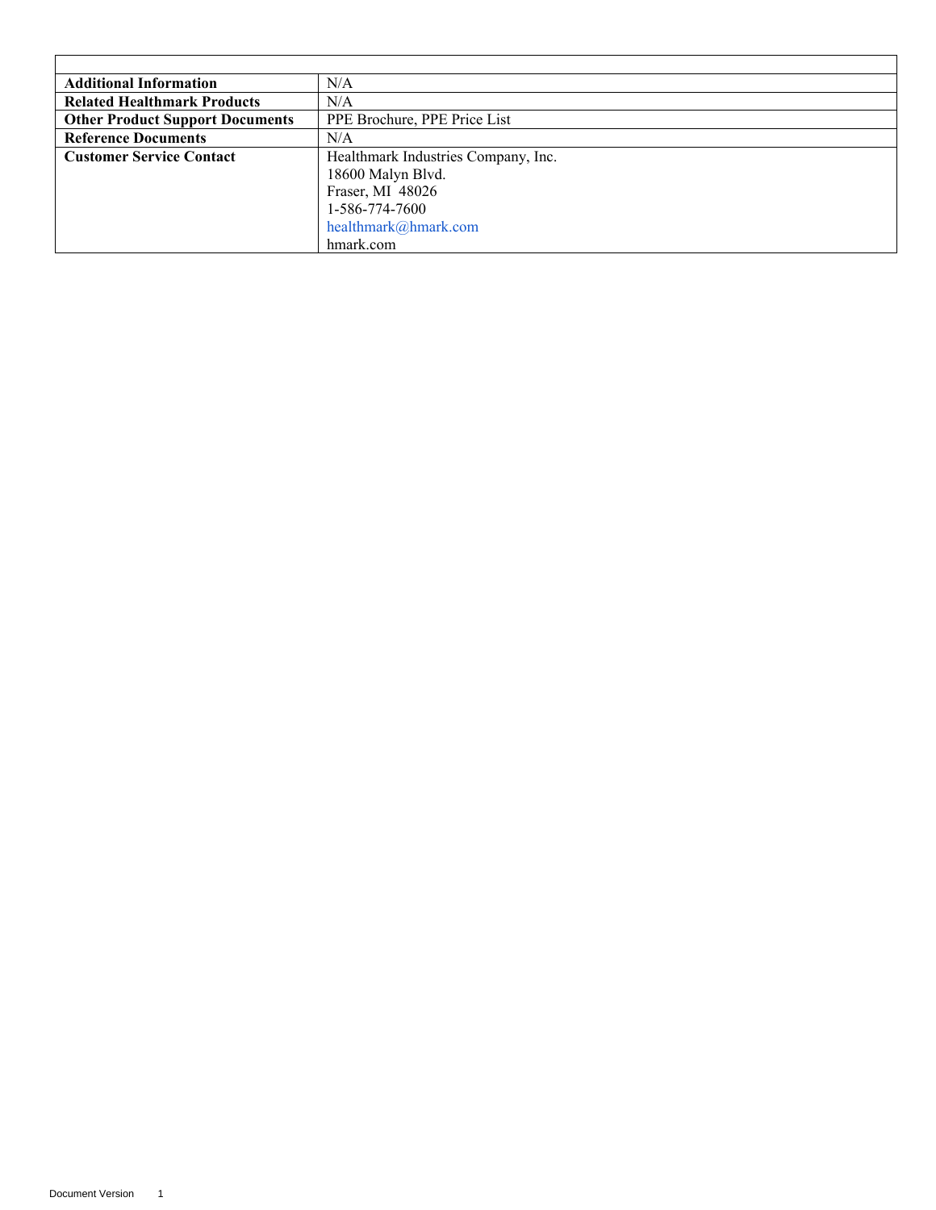| | |
|---|---|
| **Additional Information** | N/A |
| **Related Healthmark Products** | N/A |
| **Other Product Support Documents** | PPE Brochure, PPE Price List |
| **Reference Documents** | N/A |
| **Customer Service Contact** | Healthmark Industries Company, Inc.<br>18600 Malyn Blvd.<br>Fraser, MI 48026<br>1-586-774-7600<br>healthmark@hmark.com<br>hmark.com |

Document Version 1